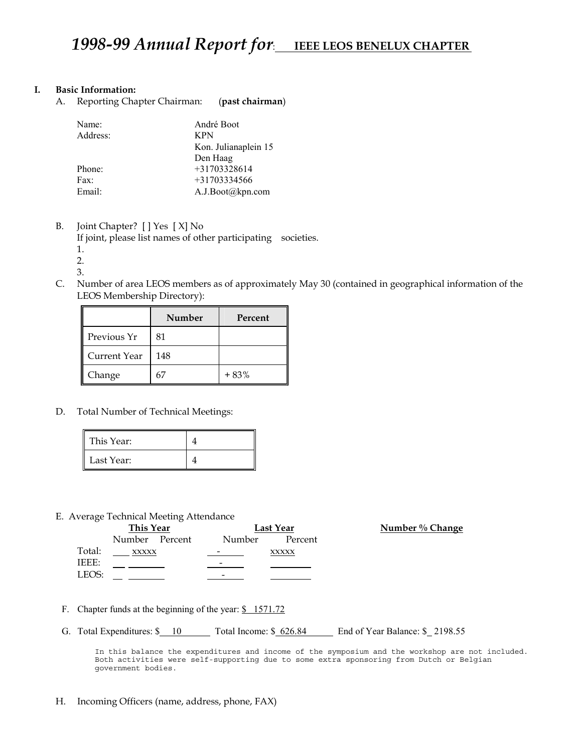# *1998-99 Annual Report for*: IEEE LEOS BENELUX CHAPTER

**I. Basic Information:**

A. Reporting Chapter Chairman: (**past chairman**)

| | |
|---|---|
| Name: | André Boot |
| Address: | KPN<br>Kon. Julianaplein 15<br>Den Haag |
| Phone: | +31703328614 |
| Fax: | +31703334566 |
| Email: | A.J.Boot@kpn.com |

B. Joint Chapter? [ ] Yes [ X] No
If joint, please list names of other participating societies.
1.
2.
3.

C. Number of area LEOS members as of approximately May 30 (contained in geographical information of the LEOS Membership Directory):

| | Number | Percent |
|---|---|---|
| Previous Yr | 81 | |
| Current Year | 148 | |
| Change | 67 | + 83% |

D. Total Number of Technical Meetings:

| | |
|---|---|
| This Year: | 4 |
| Last Year: | 4 |

E. Average Technical Meeting Attendance

| | This Year | | Last Year | | Number % Change |
|---|---|---|---|---|---|
| | Number | Percent | Number | Percent | |
| Total: | | xxxxx | - | xxxxx | |
| IEEE: | | | - | | |
| LEOS: | | | - | | |

F. Chapter funds at the beginning of the year: $ 1571.72

G. Total Expenditures: $ 10 Total Income: $ 626.84 End of Year Balance: $ 2198.55

```
In this balance the expenditures and income of the symposium and the workshop are not included.
Both activities were self-supporting due to some extra sponsoring from Dutch or Belgian
government bodies.
```

H. Incoming Officers (name, address, phone, FAX)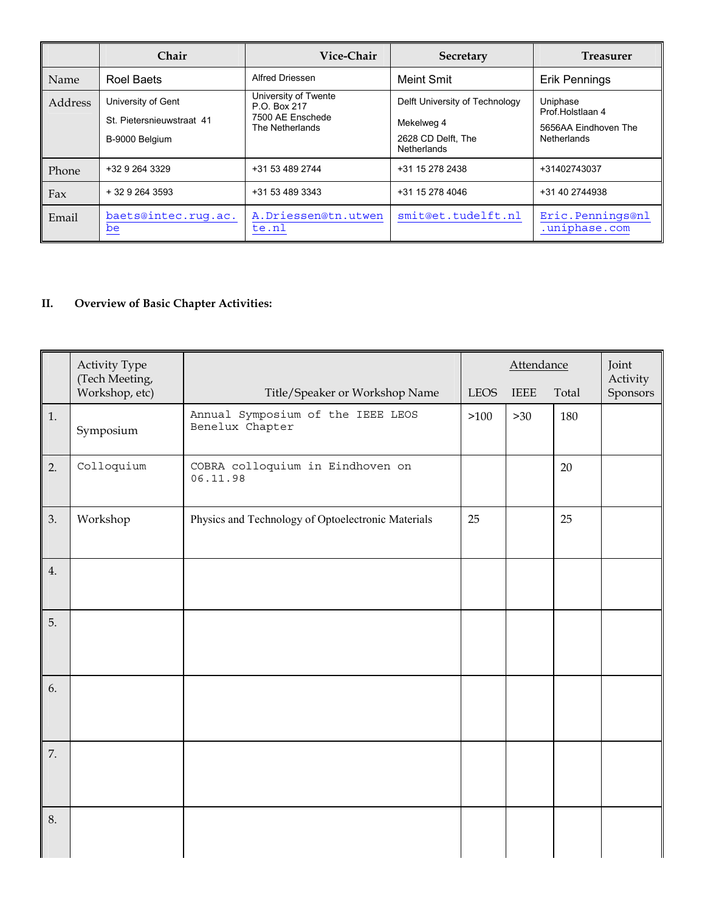| | Chair | Vice-Chair | Secretary | Treasurer |
|---|---|---|---|---|
| Name | Roel Baets | Alfred Driessen | Meint Smit | Erik Pennings |
| Address | University of Gent<br>St. Pietersnieuwstraat 41<br>B-9000 Belgium | University of Twente<br>P.O. Box 217<br>7500 AE Enschede<br>The Netherlands | Delft University of Technology<br>Mekelweg 4<br>2628 CD Delft, The Netherlands | Uniphase<br>Prof.Holstlaan 4<br>5656AA Eindhoven The Netherlands |
| Phone | +32 9 264 3329 | +31 53 489 2744 | +31 15 278 2438 | +31402743037 |
| Fax | + 32 9 264 3593 | +31 53 489 3343 | +31 15 278 4046 | +31 40 2744938 |
| Email | baets@intec.rug.ac.be | A.Driessen@tn.utwente.nl | smit@et.tudelft.nl | Eric.Pennings@nl.uniphase.com |

## II. Overview of Basic Chapter Activities:

| | Activity Type (Tech Meeting, Workshop, etc) | Title/Speaker or Workshop Name | Attendance | | | Joint Activity Sponsors |
|---|---|---|---|---|---|---|
| | | | LEOS | IEEE | Total | |
| 1. | Symposium | Annual Symposium of the IEEE LEOS Benelux Chapter | >100 | >30 | 180 | |
| 2. | Colloquium | COBRA colloquium in Eindhoven on 06.11.98 | | | 20 | |
| 3. | Workshop | Physics and Technology of Optoelectronic Materials | 25 | | 25 | |
| 4. | | | | | | |
| 5. | | | | | | |
| 6. | | | | | | |
| 7. | | | | | | |
| 8. | | | | | | |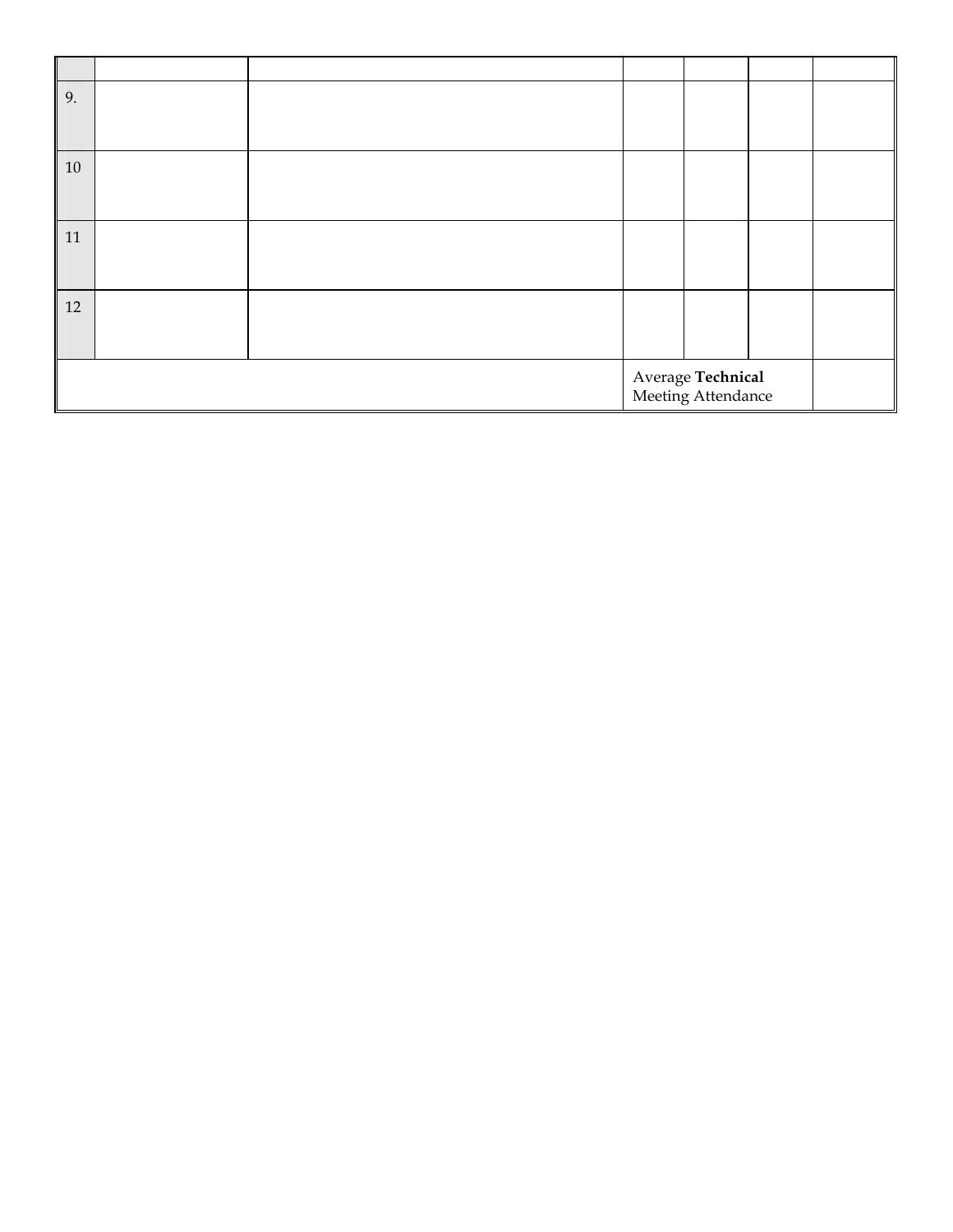| | | | | | | |
|---|---|---|---|---|---|---|
| 9. | | | | | | |
| 10 | | | | | | |
| 11 | | | | | | |
| 12 | | | | | | |
| | | | Average **Technical** Meeting Attendance | | | |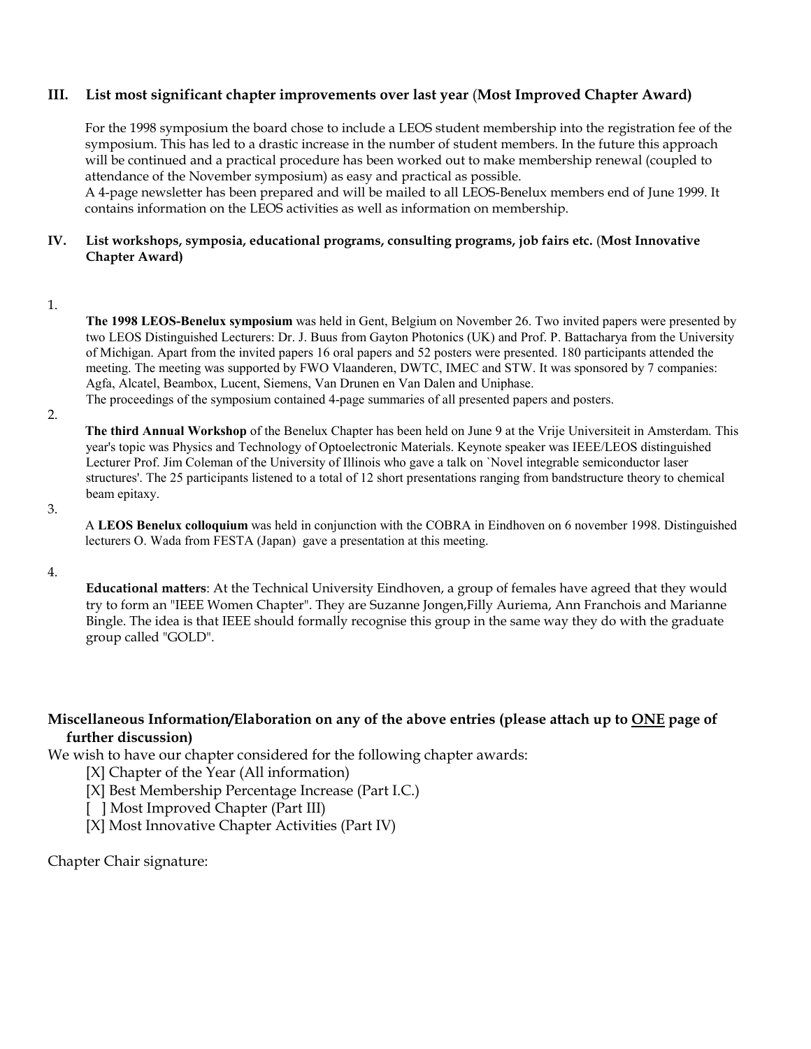### III. List most significant chapter improvements over last year (**Most Improved Chapter Award)**

For the 1998 symposium the board chose to include a LEOS student membership into the registration fee of the symposium. This has led to a drastic increase in the number of student members. In the future this approach will be continued and a practical procedure has been worked out to make membership renewal (coupled to attendance of the November symposium) as easy and practical as possible.
A 4-page newsletter has been prepared and will be mailed to all LEOS-Benelux members end of June 1999. It contains information on the LEOS activities as well as information on membership.

### IV. List workshops, symposia, educational programs, consulting programs, job fairs etc. (**Most Innovative Chapter Award)**

1. **The 1998 LEOS-Benelux symposium** was held in Gent, Belgium on November 26. Two invited papers were presented by two LEOS Distinguished Lecturers: Dr. J. Buus from Gayton Photonics (UK) and Prof. P. Battacharya from the University of Michigan. Apart from the invited papers 16 oral papers and 52 posters were presented. 180 participants attended the meeting. The meeting was supported by FWO Vlaanderen, DWTC, IMEC and STW. It was sponsored by 7 companies: Agfa, Alcatel, Beambox, Lucent, Siemens, Van Drunen en Van Dalen and Uniphase.
   The proceedings of the symposium contained 4-page summaries of all presented papers and posters.

2. **The third Annual Workshop** of the Benelux Chapter has been held on June 9 at the Vrije Universiteit in Amsterdam. This year's topic was Physics and Technology of Optoelectronic Materials. Keynote speaker was IEEE/LEOS distinguished Lecturer Prof. Jim Coleman of the University of Illinois who gave a talk on `Novel integrable semiconductor laser structures'. The 25 participants listened to a total of 12 short presentations ranging from bandstructure theory to chemical beam epitaxy.

3. A **LEOS Benelux colloquium** was held in conjunction with the COBRA in Eindhoven on 6 november 1998. Distinguished lecturers O. Wada from FESTA (Japan) gave a presentation at this meeting.

4. **Educational matters**: At the Technical University Eindhoven, a group of females have agreed that they would try to form an "IEEE Women Chapter". They are Suzanne Jongen,Filly Auriema, Ann Franchois and Marianne Bingle. The idea is that IEEE should formally recognise this group in the same way they do with the graduate group called "GOLD".

**Miscellaneous Information/Elaboration on any of the above entries (please attach up to <u>ONE</u> page of further discussion)**

We wish to have our chapter considered for the following chapter awards:

[X] Chapter of the Year (All information)
[X] Best Membership Percentage Increase (Part I.C.)
[ ] Most Improved Chapter (Part III)
[X] Most Innovative Chapter Activities (Part IV)

Chapter Chair signature: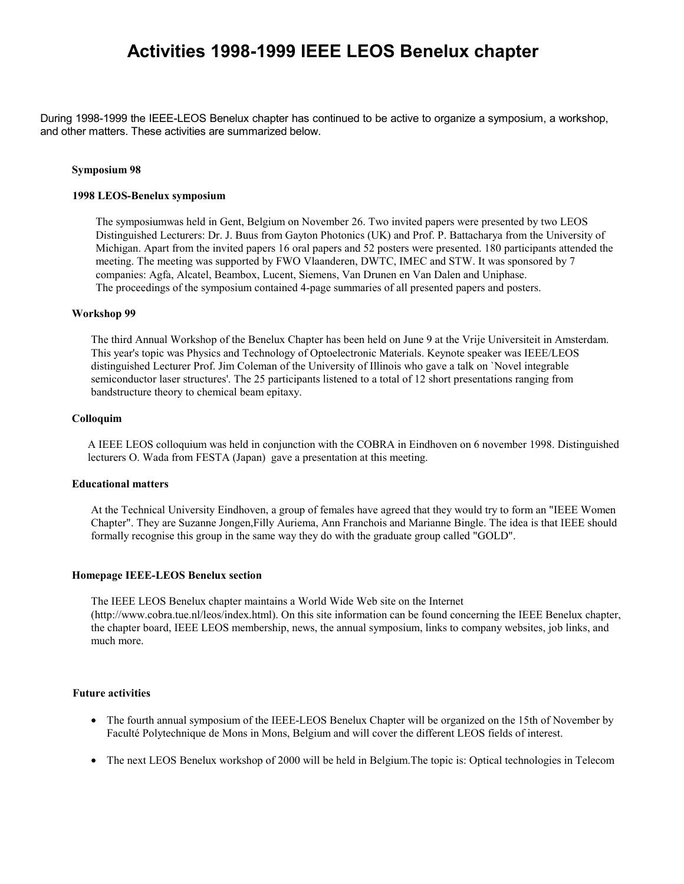# Activities 1998-1999 IEEE LEOS Benelux chapter

During 1998-1999 the IEEE-LEOS Benelux chapter has continued to be active to organize a symposium, a workshop, and other matters. These activities are summarized below.

### Symposium 98

### 1998 LEOS-Benelux symposium

The symposiumwas held in Gent, Belgium on November 26. Two invited papers were presented by two LEOS Distinguished Lecturers: Dr. J. Buus from Gayton Photonics (UK) and Prof. P. Battacharya from the University of Michigan. Apart from the invited papers 16 oral papers and 52 posters were presented. 180 participants attended the meeting. The meeting was supported by FWO Vlaanderen, DWTC, IMEC and STW. It was sponsored by 7 companies: Agfa, Alcatel, Beambox, Lucent, Siemens, Van Drunen en Van Dalen and Uniphase.
The proceedings of the symposium contained 4-page summaries of all presented papers and posters.

### Workshop 99

The third Annual Workshop of the Benelux Chapter has been held on June 9 at the Vrije Universiteit in Amsterdam. This year's topic was Physics and Technology of Optoelectronic Materials. Keynote speaker was IEEE/LEOS distinguished Lecturer Prof. Jim Coleman of the University of Illinois who gave a talk on `Novel integrable semiconductor laser structures'. The 25 participants listened to a total of 12 short presentations ranging from bandstructure theory to chemical beam epitaxy.

### Colloquim

A IEEE LEOS colloquium was held in conjunction with the COBRA in Eindhoven on 6 november 1998. Distinguished lecturers O. Wada from FESTA (Japan) gave a presentation at this meeting.

### Educational matters

At the Technical University Eindhoven, a group of females have agreed that they would try to form an "IEEE Women Chapter". They are Suzanne Jongen,Filly Auriema, Ann Franchois and Marianne Bingle. The idea is that IEEE should formally recognise this group in the same way they do with the graduate group called "GOLD".

### Homepage IEEE-LEOS Benelux section

The IEEE LEOS Benelux chapter maintains a World Wide Web site on the Internet (http://www.cobra.tue.nl/leos/index.html). On this site information can be found concerning the IEEE Benelux chapter, the chapter board, IEEE LEOS membership, news, the annual symposium, links to company websites, job links, and much more.

### Future activities

- The fourth annual symposium of the IEEE-LEOS Benelux Chapter will be organized on the 15th of November by Faculté Polytechnique de Mons in Mons, Belgium and will cover the different LEOS fields of interest.
- The next LEOS Benelux workshop of 2000 will be held in Belgium.The topic is: Optical technologies in Telecom